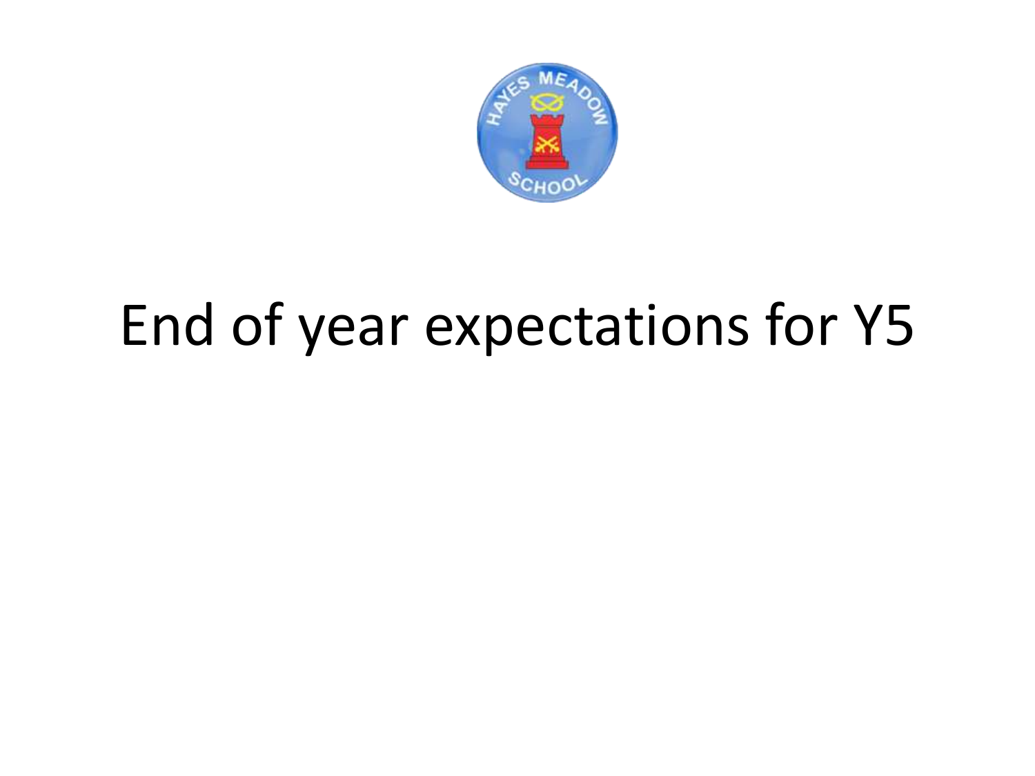# End of year expectations for Y5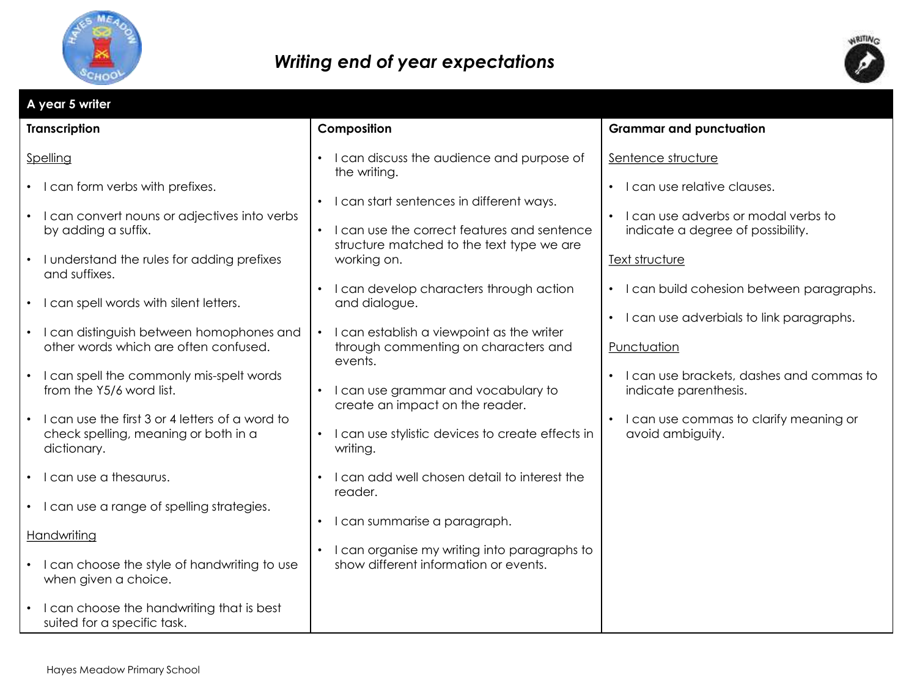# *Writing end of year expectations*

## A year 5 writer

### Transcription

Spelling

- I can form verbs with prefixes.
- I can convert nouns or adjectives into verbs by adding a suffix.
- I understand the rules for adding prefixes and suffixes.
- I can spell words with silent letters.
- I can distinguish between homophones and other words which are often confused.
- I can spell the commonly mis-spelt words from the Y5/6 word list.
- I can use the first 3 or 4 letters of a word to check spelling, meaning or both in a dictionary.
- I can use a thesaurus.
- I can use a range of spelling strategies.

Handwriting

- I can choose the style of handwriting to use when given a choice.
- I can choose the handwriting that is best suited for a specific task.

### Composition

- I can discuss the audience and purpose of the writing.
- I can start sentences in different ways.
- I can use the correct features and sentence structure matched to the text type we are working on.
- I can develop characters through action and dialogue.
- I can establish a viewpoint as the writer through commenting on characters and events.
- I can use grammar and vocabulary to create an impact on the reader.
- I can use stylistic devices to create effects in writing.
- I can add well chosen detail to interest the reader.
- I can summarise a paragraph.
- I can organise my writing into paragraphs to show different information or events.

### Grammar and punctuation

Sentence structure

- I can use relative clauses.
- I can use adverbs or modal verbs to indicate a degree of possibility.

Text structure

- I can build cohesion between paragraphs.
- I can use adverbials to link paragraphs.

Punctuation

- I can use brackets, dashes and commas to indicate parenthesis.
- I can use commas to clarify meaning or avoid ambiguity.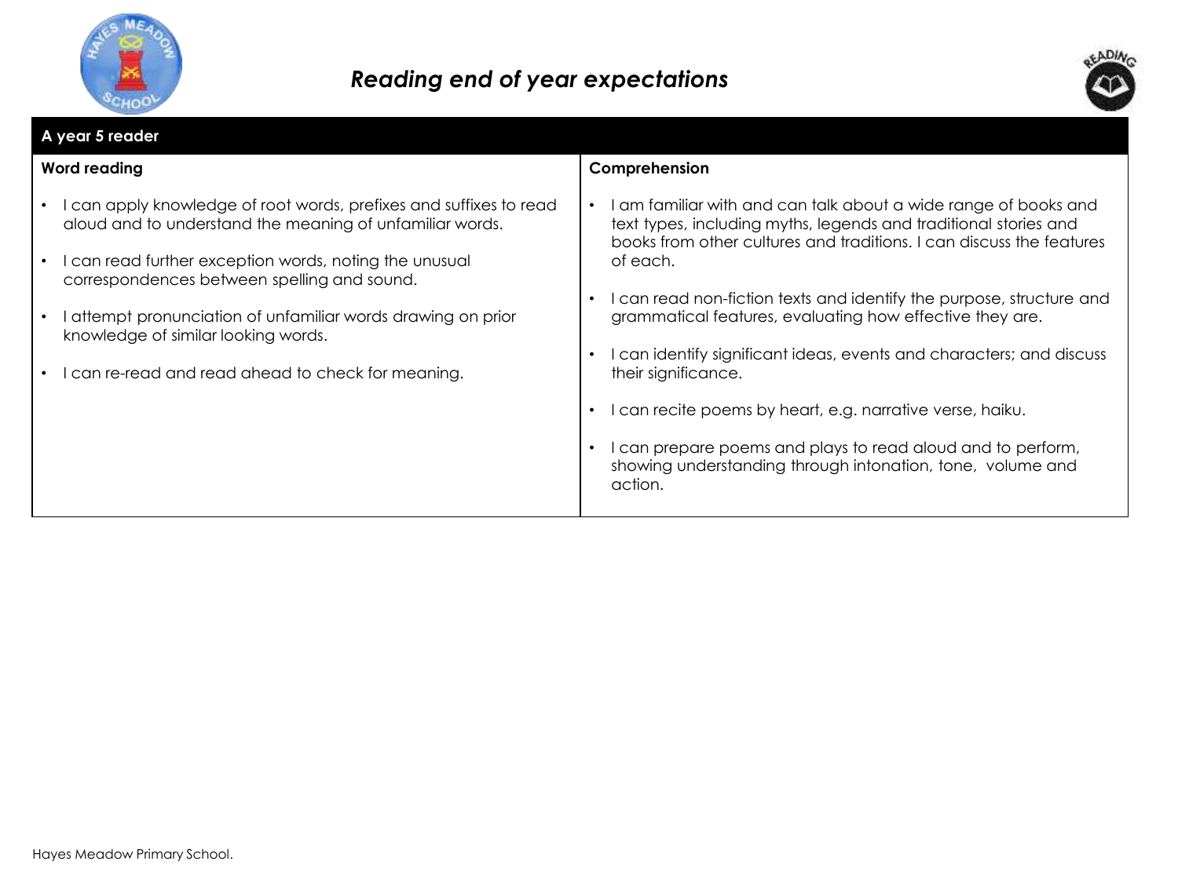# *Reading end of year expectations*

## A year 5 reader

| Word reading | Comprehension |
| --- | --- |
| • I can apply knowledge of root words, prefixes and suffixes to read aloud and to understand the meaning of unfamiliar words.<br>• I can read further exception words, noting the unusual correspondences between spelling and sound.<br>• I attempt pronunciation of unfamiliar words drawing on prior knowledge of similar looking words.<br>• I can re-read and read ahead to check for meaning. | • I am familiar with and can talk about a wide range of books and text types, including myths, legends and traditional stories and books from other cultures and traditions. I can discuss the features of each.<br>• I can read non-fiction texts and identify the purpose, structure and grammatical features, evaluating how effective they are.<br>• I can identify significant ideas, events and characters; and discuss their significance.<br>• I can recite poems by heart, e.g. narrative verse, haiku.<br>• I can prepare poems and plays to read aloud and to perform, showing understanding through intonation, tone, volume and action. |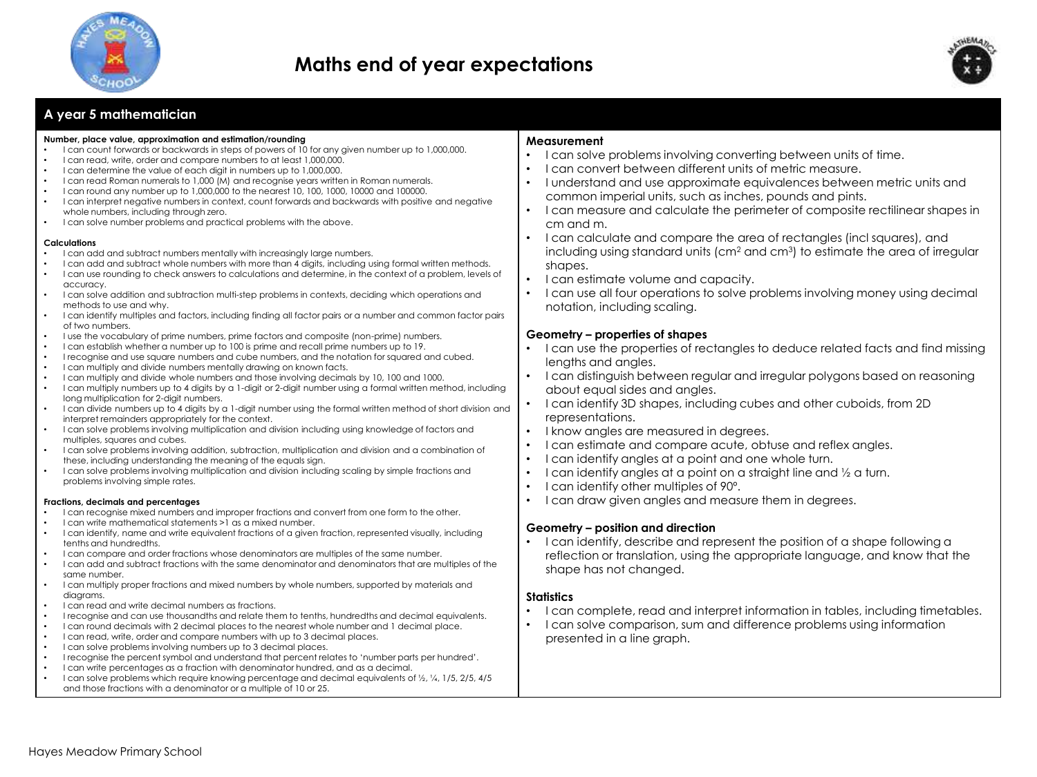# Maths end of year expectations

## A year 5 mathematician

**Number, place value, approximation and estimation/rounding**

- I can count forwards or backwards in steps of powers of 10 for any given number up to 1,000,000.
- I can read, write, order and compare numbers to at least 1,000,000.
- I can determine the value of each digit in numbers up to 1,000,000.
- I can read Roman numerals to 1,000 (M) and recognise years written in Roman numerals.
- I can round any number up to 1,000,000 to the nearest 10, 100, 1000, 10000 and 100000.
- I can interpret negative numbers in context, count forwards and backwards with positive and negative whole numbers, including through zero.
- I can solve number problems and practical problems with the above.

**Calculations**

- I can add and subtract numbers mentally with increasingly large numbers.
- I can add and subtract whole numbers with more than 4 digits, including using formal written methods.
- I can use rounding to check answers to calculations and determine, in the context of a problem, levels of accuracy.
- I can solve addition and subtraction multi-step problems in contexts, deciding which operations and methods to use and why.
- I can identify multiples and factors, including finding all factor pairs or a number and common factor pairs of two numbers.
- I use the vocabulary of prime numbers, prime factors and composite (non-prime) numbers.
- I can establish whether a number up to 100 is prime and recall prime numbers up to 19.
- I recognise and use square numbers and cube numbers, and the notation for squared and cubed.
- I can multiply and divide numbers mentally drawing on known facts.
- I can multiply and divide whole numbers and those involving decimals by 10, 100 and 1000.
- I can multiply numbers up to 4 digits by a 1-digit or 2-digit number using a formal written method, including long multiplication for 2-digit numbers.
- I can divide numbers up to 4 digits by a 1-digit number using the formal written method of short division and interpret remainders appropriately for the context.
- I can solve problems involving multiplication and division including using knowledge of factors and multiples, squares and cubes.
- I can solve problems involving addition, subtraction, multiplication and division and a combination of these, including understanding the meaning of the equals sign.
- I can solve problems involving multiplication and division including scaling by simple fractions and problems involving simple rates.

**Fractions, decimals and percentages**

- I can recognise mixed numbers and improper fractions and convert from one form to the other.
- I can write mathematical statements >1 as a mixed number.
- I can identify, name and write equivalent fractions of a given fraction, represented visually, including tenths and hundredths.
- I can compare and order fractions whose denominators are multiples of the same number.
- I can add and subtract fractions with the same denominator and denominators that are multiples of the same number.
- I can multiply proper fractions and mixed numbers by whole numbers, supported by materials and diagrams.
- I can read and write decimal numbers as fractions.
- I recognise and can use thousandths and relate them to tenths, hundredths and decimal equivalents.
- I can round decimals with 2 decimal places to the nearest whole number and 1 decimal place.
- I can read, write, order and compare numbers with up to 3 decimal places.
- I can solve problems involving numbers up to 3 decimal places.
- I recognise the percent symbol and understand that percent relates to 'number parts per hundred'.
- I can write percentages as a fraction with denominator hundred, and as a decimal.
- I can solve problems which require knowing percentage and decimal equivalents of ½, ¼, 1/5, 2/5, 4/5 and those fractions with a denominator or a multiple of 10 or 25.

**Measurement**

- I can solve problems involving converting between units of time.
- I can convert between different units of metric measure.
- I understand and use approximate equivalences between metric units and common imperial units, such as inches, pounds and pints.
- I can measure and calculate the perimeter of composite rectilinear shapes in cm and m.
- I can calculate and compare the area of rectangles (incl squares), and including using standard units ($cm^2$ and $cm^3$) to estimate the area of irregular shapes.
- I can estimate volume and capacity.
- I can use all four operations to solve problems involving money using decimal notation, including scaling.

**Geometry – properties of shapes**

- I can use the properties of rectangles to deduce related facts and find missing lengths and angles.
- I can distinguish between regular and irregular polygons based on reasoning about equal sides and angles.
- I can identify 3D shapes, including cubes and other cuboids, from 2D representations.
- I know angles are measured in degrees.
- I can estimate and compare acute, obtuse and reflex angles.
- I can identify angles at a point and one whole turn.
- I can identify angles at a point on a straight line and ½ a turn.
- I can identify other multiples of 90°.
- I can draw given angles and measure them in degrees.

**Geometry – position and direction**

- I can identify, describe and represent the position of a shape following a reflection or translation, using the appropriate language, and know that the shape has not changed.

**Statistics**

- I can complete, read and interpret information in tables, including timetables.
- I can solve comparison, sum and difference problems using information presented in a line graph.